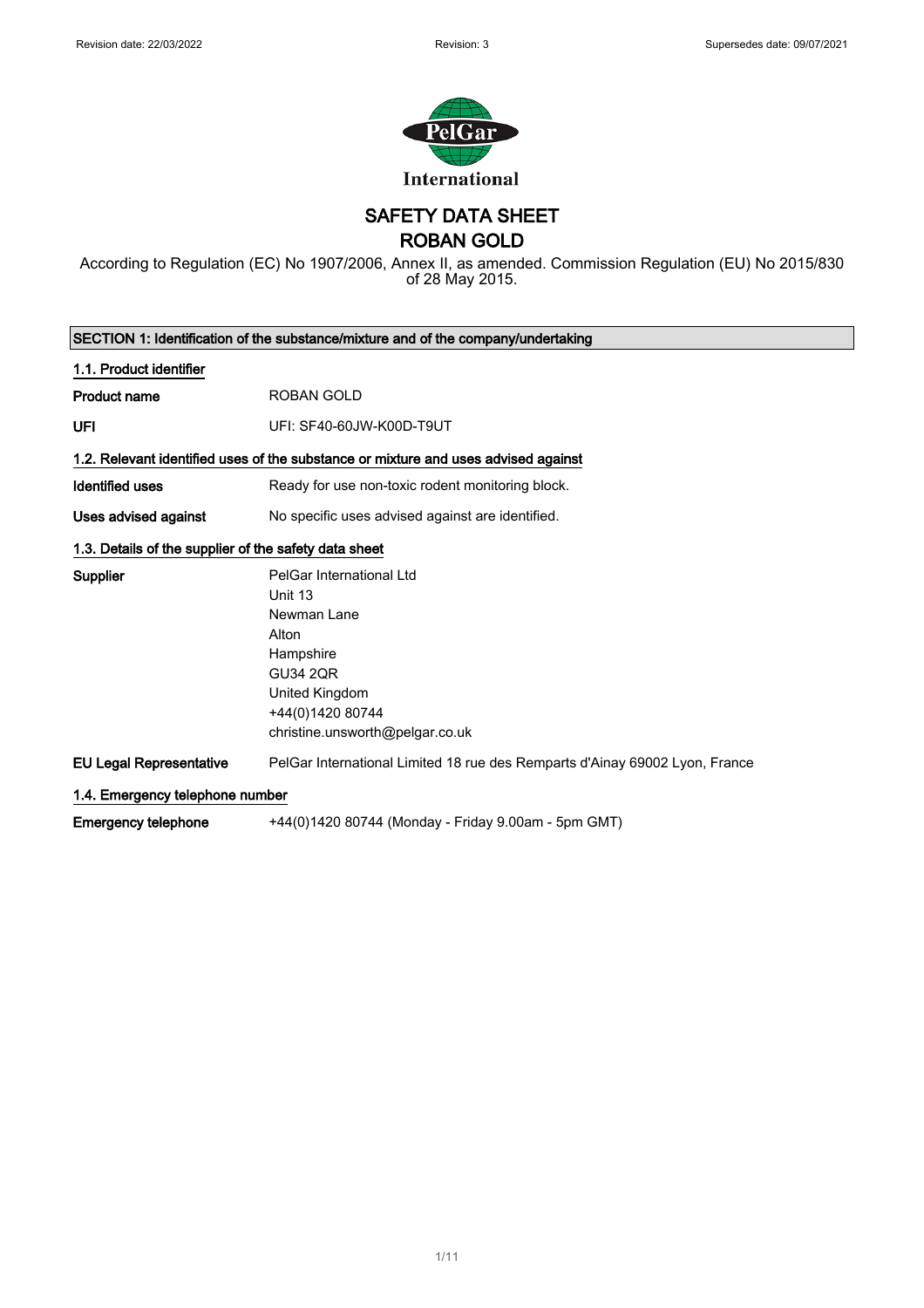# SAFETY DATA SHEET
# ROBAN GOLD

According to Regulation (EC) No 1907/2006, Annex II, as amended. Commission Regulation (EU) No 2015/830 of 28 May 2015.

## SECTION 1: Identification of the substance/mixture and of the company/undertaking

### 1.1. Product identifier

| | |
|---|---|
| **Product name** | ROBAN GOLD |
| **UFI** | UFI: SF40-60JW-K00D-T9UT |

### 1.2. Relevant identified uses of the substance or mixture and uses advised against

| | |
|---|---|
| **Identified uses** | Ready for use non-toxic rodent monitoring block. |
| **Uses advised against** | No specific uses advised against are identified. |

### 1.3. Details of the supplier of the safety data sheet

| | |
|---|---|
| **Supplier** | PelGar International Ltd<br>Unit 13<br>Newman Lane<br>Alton<br>Hampshire<br>GU34 2QR<br>United Kingdom<br>+44(0)1420 80744<br>christine.unsworth@pelgar.co.uk |
| **EU Legal Representative** | PelGar International Limited 18 rue des Remparts d'Ainay 69002 Lyon, France |

### 1.4. Emergency telephone number

| | |
|---|---|
| **Emergency telephone** | +44(0)1420 80744 (Monday - Friday 9.00am - 5pm GMT) |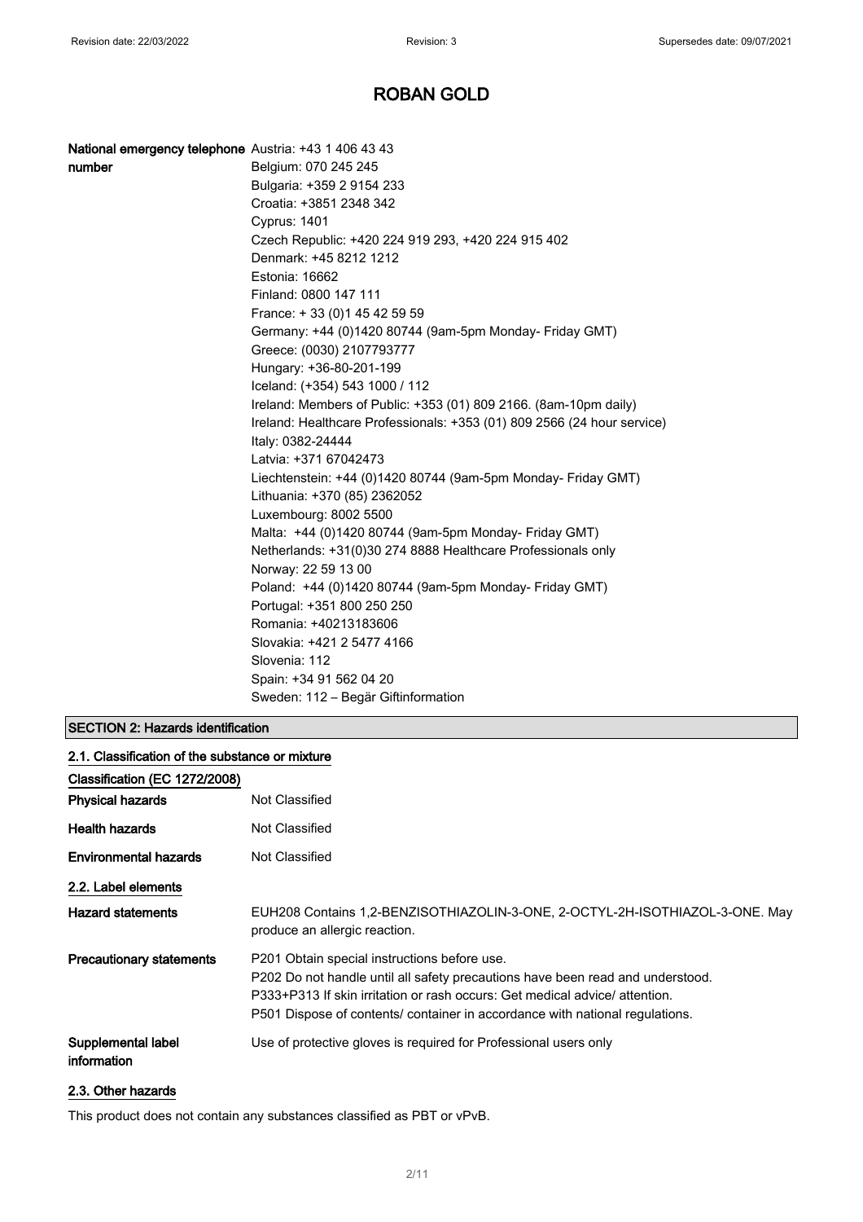# ROBAN GOLD

| | |
|---|---|
| **National emergency telephone number** | Austria: +43 1 406 43 43<br>Belgium: 070 245 245<br>Bulgaria: +359 2 9154 233<br>Croatia: +3851 2348 342<br>Cyprus: 1401<br>Czech Republic: +420 224 919 293, +420 224 915 402<br>Denmark: +45 8212 1212<br>Estonia: 16662<br>Finland: 0800 147 111<br>France: + 33 (0)1 45 42 59 59<br>Germany: +44 (0)1420 80744 (9am-5pm Monday- Friday GMT)<br>Greece: (0030) 2107793777<br>Hungary: +36-80-201-199<br>Iceland: (+354) 543 1000 / 112<br>Ireland: Members of Public: +353 (01) 809 2166. (8am-10pm daily)<br>Ireland: Healthcare Professionals: +353 (01) 809 2566 (24 hour service)<br>Italy: 0382-24444<br>Latvia: +371 67042473<br>Liechtenstein: +44 (0)1420 80744 (9am-5pm Monday- Friday GMT)<br>Lithuania: +370 (85) 2362052<br>Luxembourg: 8002 5500<br>Malta: +44 (0)1420 80744 (9am-5pm Monday- Friday GMT)<br>Netherlands: +31(0)30 274 8888 Healthcare Professionals only<br>Norway: 22 59 13 00<br>Poland: +44 (0)1420 80744 (9am-5pm Monday- Friday GMT)<br>Portugal: +351 800 250 250<br>Romania: +40213183606<br>Slovakia: +421 2 5477 4166<br>Slovenia: 112<br>Spain: +34 91 562 04 20<br>Sweden: 112 – Begär Giftinformation |

## SECTION 2: Hazards identification

### 2.1. Classification of the substance or mixture

**Classification (EC 1272/2008)**

| | |
|---|---|
| **Physical hazards** | Not Classified |
| **Health hazards** | Not Classified |
| **Environmental hazards** | Not Classified |

### 2.2. Label elements

| | |
|---|---|
| **Hazard statements** | EUH208 Contains 1,2-BENZISOTHIAZOLIN-3-ONE, 2-OCTYL-2H-ISOTHIAZOL-3-ONE. May produce an allergic reaction. |
| **Precautionary statements** | P201 Obtain special instructions before use.<br>P202 Do not handle until all safety precautions have been read and understood.<br>P333+P313 If skin irritation or rash occurs: Get medical advice/ attention.<br>P501 Dispose of contents/ container in accordance with national regulations. |
| **Supplemental label information** | Use of protective gloves is required for Professional users only |

### 2.3. Other hazards

This product does not contain any substances classified as PBT or vPvB.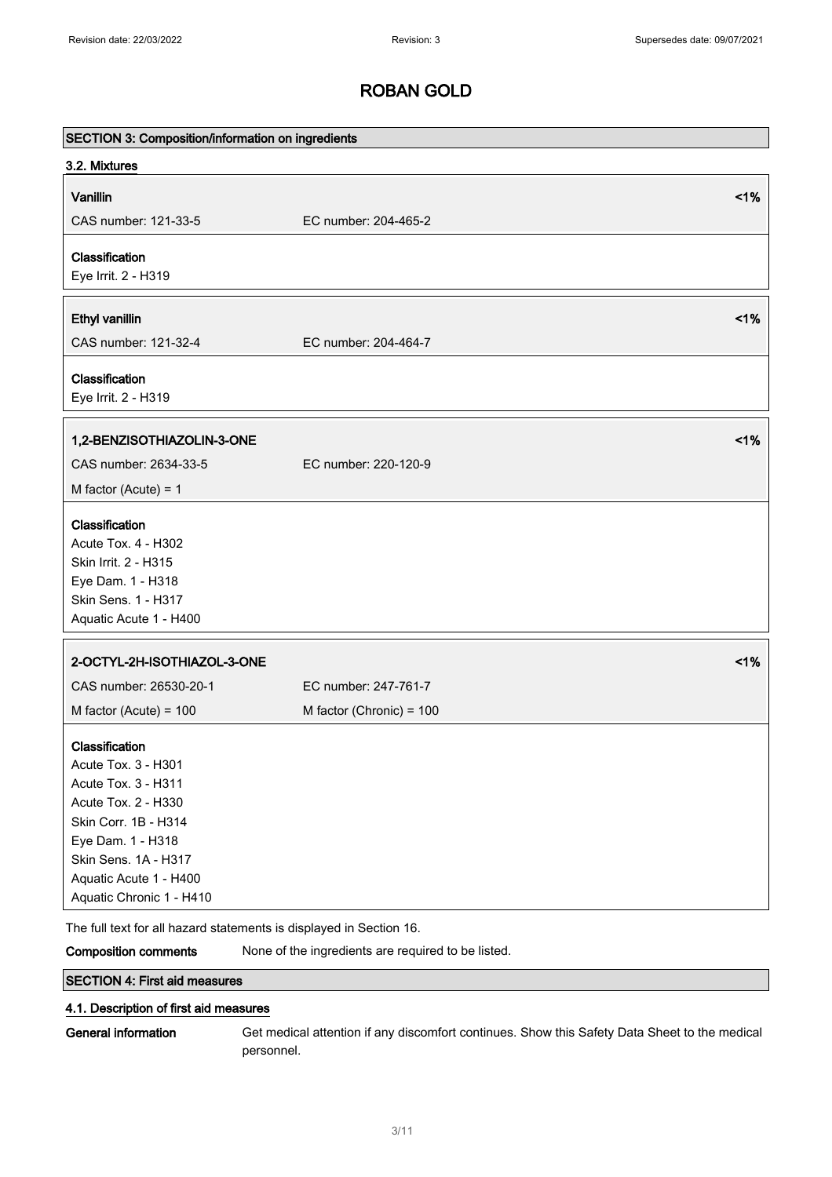# ROBAN GOLD

## SECTION 3: Composition/information on ingredients

### 3.2. Mixtures

**Vanillin** <1%

CAS number: 121-33-5 EC number: 204-465-2

**Classification**
Eye Irrit. 2 - H319

**Ethyl vanillin** <1%

CAS number: 121-32-4 EC number: 204-464-7

**Classification**
Eye Irrit. 2 - H319

**1,2-BENZISOTHIAZOLIN-3-ONE** <1%

CAS number: 2634-33-5 EC number: 220-120-9

M factor (Acute) = 1

**Classification**
Acute Tox. 4 - H302
Skin Irrit. 2 - H315
Eye Dam. 1 - H318
Skin Sens. 1 - H317
Aquatic Acute 1 - H400

**2-OCTYL-2H-ISOTHIAZOL-3-ONE** <1%

CAS number: 26530-20-1 EC number: 247-761-7

M factor (Acute) = 100 M factor (Chronic) = 100

**Classification**
Acute Tox. 3 - H301
Acute Tox. 3 - H311
Acute Tox. 2 - H330
Skin Corr. 1B - H314
Eye Dam. 1 - H318
Skin Sens. 1A - H317
Aquatic Acute 1 - H400
Aquatic Chronic 1 - H410

The full text for all hazard statements is displayed in Section 16.

**Composition comments** None of the ingredients are required to be listed.

## SECTION 4: First aid measures

### 4.1. Description of first aid measures

**General information** Get medical attention if any discomfort continues. Show this Safety Data Sheet to the medical personnel.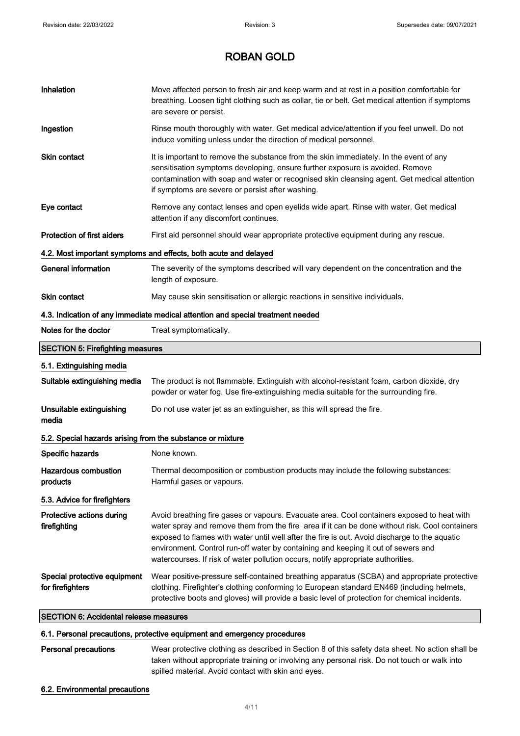| | |
|---|---|
| **Inhalation** | Move affected person to fresh air and keep warm and at rest in a position comfortable for breathing. Loosen tight clothing such as collar, tie or belt. Get medical attention if symptoms are severe or persist. |
| **Ingestion** | Rinse mouth thoroughly with water. Get medical advice/attention if you feel unwell. Do not induce vomiting unless under the direction of medical personnel. |
| **Skin contact** | It is important to remove the substance from the skin immediately. In the event of any sensitisation symptoms developing, ensure further exposure is avoided. Remove contamination with soap and water or recognised skin cleansing agent. Get medical attention if symptoms are severe or persist after washing. |
| **Eye contact** | Remove any contact lenses and open eyelids wide apart. Rinse with water. Get medical attention if any discomfort continues. |
| **Protection of first aiders** | First aid personnel should wear appropriate protective equipment during any rescue. |

### 4.2. Most important symptoms and effects, both acute and delayed

| | |
|---|---|
| **General information** | The severity of the symptoms described will vary dependent on the concentration and the length of exposure. |
| **Skin contact** | May cause skin sensitisation or allergic reactions in sensitive individuals. |

### 4.3. Indication of any immediate medical attention and special treatment needed

| | |
|---|---|
| **Notes for the doctor** | Treat symptomatically. |

## SECTION 5: Firefighting measures

### 5.1. Extinguishing media

| | |
|---|---|
| **Suitable extinguishing media** | The product is not flammable. Extinguish with alcohol-resistant foam, carbon dioxide, dry powder or water fog. Use fire-extinguishing media suitable for the surrounding fire. |
| **Unsuitable extinguishing media** | Do not use water jet as an extinguisher, as this will spread the fire. |

### 5.2. Special hazards arising from the substance or mixture

| | |
|---|---|
| **Specific hazards** | None known. |
| **Hazardous combustion products** | Thermal decomposition or combustion products may include the following substances: Harmful gases or vapours. |

### 5.3. Advice for firefighters

| | |
|---|---|
| **Protective actions during firefighting** | Avoid breathing fire gases or vapours. Evacuate area. Cool containers exposed to heat with water spray and remove them from the fire area if it can be done without risk. Cool containers exposed to flames with water until well after the fire is out. Avoid discharge to the aquatic environment. Control run-off water by containing and keeping it out of sewers and watercourses. If risk of water pollution occurs, notify appropriate authorities. |
| **Special protective equipment for firefighters** | Wear positive-pressure self-contained breathing apparatus (SCBA) and appropriate protective clothing. Firefighter's clothing conforming to European standard EN469 (including helmets, protective boots and gloves) will provide a basic level of protection for chemical incidents. |

## SECTION 6: Accidental release measures

### 6.1. Personal precautions, protective equipment and emergency procedures

| | |
|---|---|
| **Personal precautions** | Wear protective clothing as described in Section 8 of this safety data sheet. No action shall be taken without appropriate training or involving any personal risk. Do not touch or walk into spilled material. Avoid contact with skin and eyes. |

### 6.2. Environmental precautions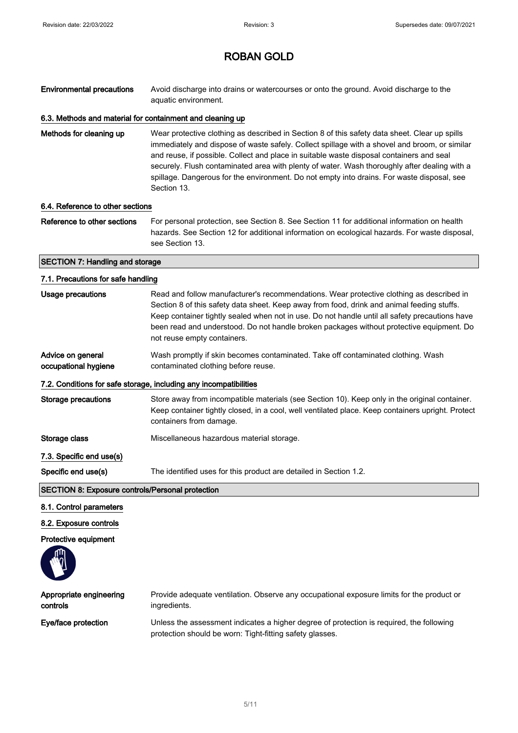# ROBAN GOLD

**Environmental precautions** Avoid discharge into drains or watercourses or onto the ground. Avoid discharge to the aquatic environment.

### 6.3. Methods and material for containment and cleaning up

**Methods for cleaning up** Wear protective clothing as described in Section 8 of this safety data sheet. Clear up spills immediately and dispose of waste safely. Collect spillage with a shovel and broom, or similar and reuse, if possible. Collect and place in suitable waste disposal containers and seal securely. Flush contaminated area with plenty of water. Wash thoroughly after dealing with a spillage. Dangerous for the environment. Do not empty into drains. For waste disposal, see Section 13.

### 6.4. Reference to other sections

**Reference to other sections** For personal protection, see Section 8. See Section 11 for additional information on health hazards. See Section 12 for additional information on ecological hazards. For waste disposal, see Section 13.

## SECTION 7: Handling and storage

### 7.1. Precautions for safe handling

**Usage precautions** Read and follow manufacturer's recommendations. Wear protective clothing as described in Section 8 of this safety data sheet. Keep away from food, drink and animal feeding stuffs. Keep container tightly sealed when not in use. Do not handle until all safety precautions have been read and understood. Do not handle broken packages without protective equipment. Do not reuse empty containers.

**Advice on general occupational hygiene** Wash promptly if skin becomes contaminated. Take off contaminated clothing. Wash contaminated clothing before reuse.

### 7.2. Conditions for safe storage, including any incompatibilities

**Storage precautions** Store away from incompatible materials (see Section 10). Keep only in the original container. Keep container tightly closed, in a cool, well ventilated place. Keep containers upright. Protect containers from damage.

**Storage class** Miscellaneous hazardous material storage.

### 7.3. Specific end use(s)

**Specific end use(s)** The identified uses for this product are detailed in Section 1.2.

## SECTION 8: Exposure controls/Personal protection

### 8.1. Control parameters

### 8.2. Exposure controls

**Protective equipment**

**Appropriate engineering controls** Provide adequate ventilation. Observe any occupational exposure limits for the product or ingredients.

**Eye/face protection** Unless the assessment indicates a higher degree of protection is required, the following protection should be worn: Tight-fitting safety glasses.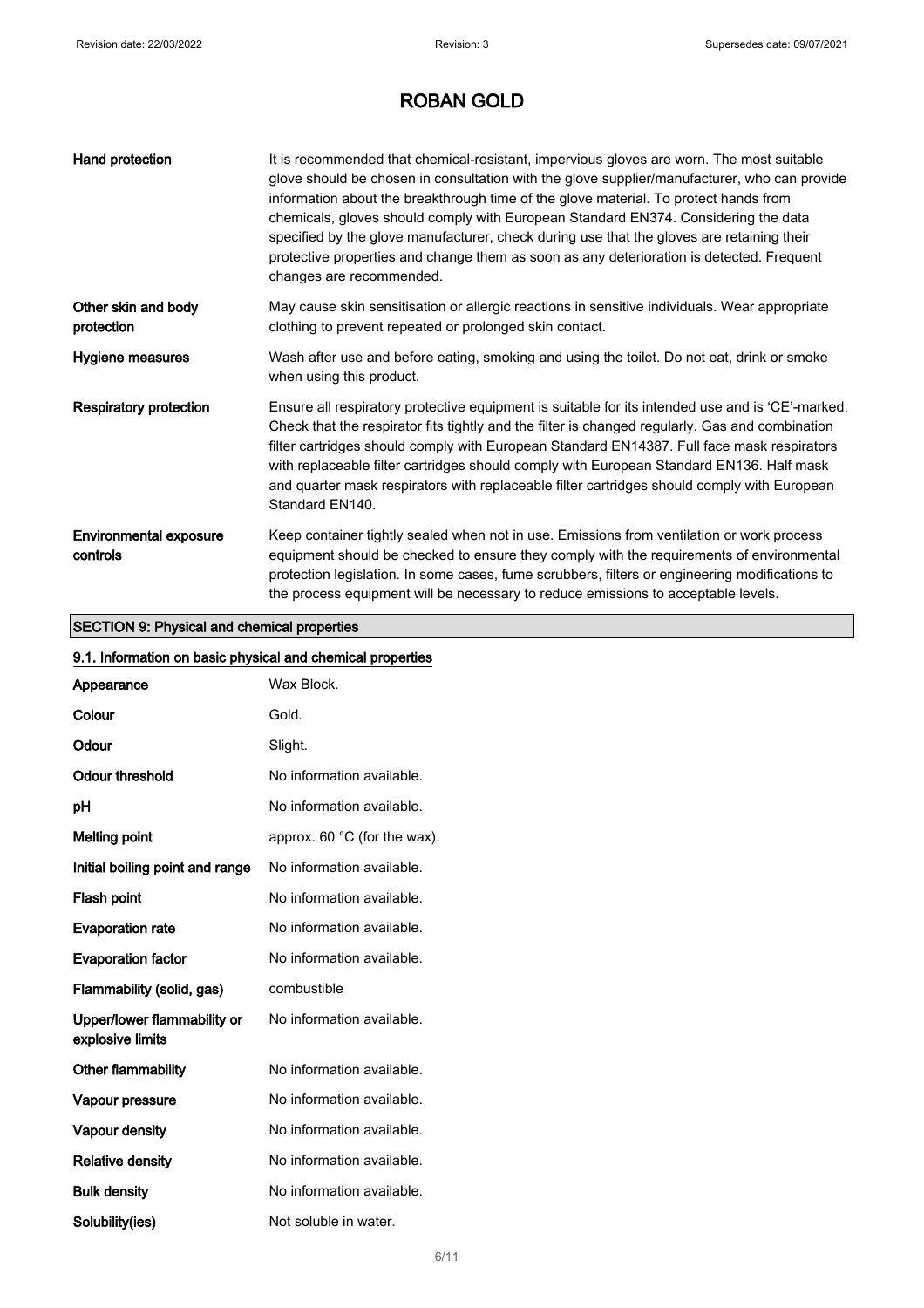| | |
|---|---|
| **Hand protection** | It is recommended that chemical-resistant, impervious gloves are worn. The most suitable glove should be chosen in consultation with the glove supplier/manufacturer, who can provide information about the breakthrough time of the glove material. To protect hands from chemicals, gloves should comply with European Standard EN374. Considering the data specified by the glove manufacturer, check during use that the gloves are retaining their protective properties and change them as soon as any deterioration is detected. Frequent changes are recommended. |
| **Other skin and body protection** | May cause skin sensitisation or allergic reactions in sensitive individuals. Wear appropriate clothing to prevent repeated or prolonged skin contact. |
| **Hygiene measures** | Wash after use and before eating, smoking and using the toilet. Do not eat, drink or smoke when using this product. |
| **Respiratory protection** | Ensure all respiratory protective equipment is suitable for its intended use and is 'CE'-marked. Check that the respirator fits tightly and the filter is changed regularly. Gas and combination filter cartridges should comply with European Standard EN14387. Full face mask respirators with replaceable filter cartridges should comply with European Standard EN136. Half mask and quarter mask respirators with replaceable filter cartridges should comply with European Standard EN140. |
| **Environmental exposure controls** | Keep container tightly sealed when not in use. Emissions from ventilation or work process equipment should be checked to ensure they comply with the requirements of environmental protection legislation. In some cases, fume scrubbers, filters or engineering modifications to the process equipment will be necessary to reduce emissions to acceptable levels. |

## SECTION 9: Physical and chemical properties

### 9.1. Information on basic physical and chemical properties

| | |
|---|---|
| **Appearance** | Wax Block. |
| **Colour** | Gold. |
| **Odour** | Slight. |
| **Odour threshold** | No information available. |
| **pH** | No information available. |
| **Melting point** | approx. 60 °C (for the wax). |
| **Initial boiling point and range** | No information available. |
| **Flash point** | No information available. |
| **Evaporation rate** | No information available. |
| **Evaporation factor** | No information available. |
| **Flammability (solid, gas)** | combustible |
| **Upper/lower flammability or explosive limits** | No information available. |
| **Other flammability** | No information available. |
| **Vapour pressure** | No information available. |
| **Vapour density** | No information available. |
| **Relative density** | No information available. |
| **Bulk density** | No information available. |
| **Solubility(ies)** | Not soluble in water. |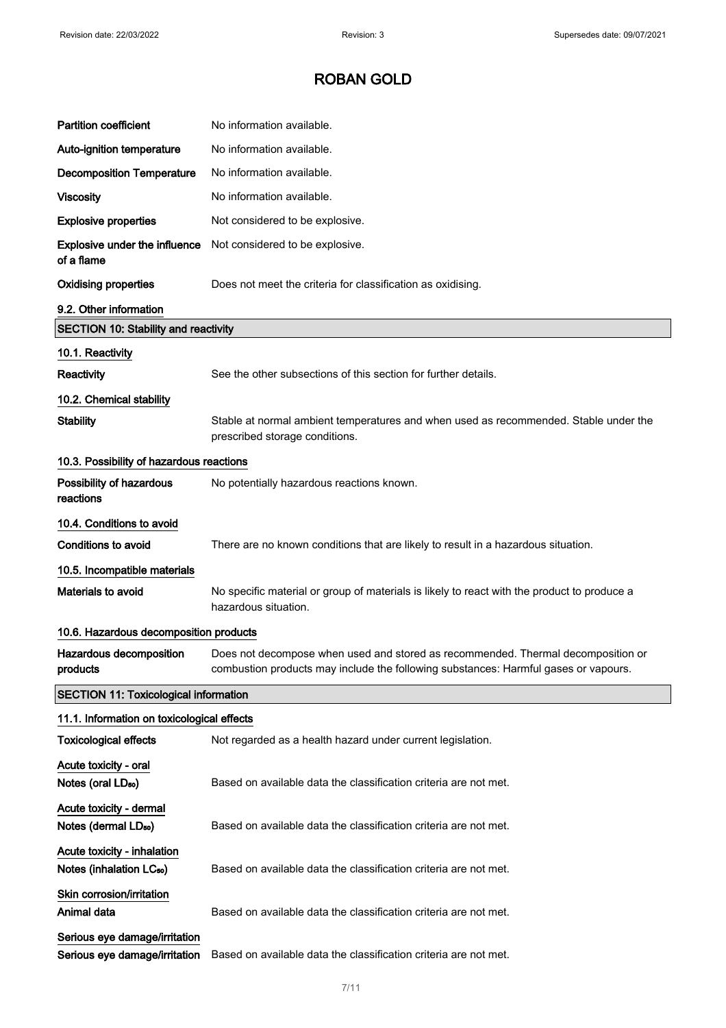| | |
|---|---|
| **Partition coefficient** | No information available. |
| **Auto-ignition temperature** | No information available. |
| **Decomposition Temperature** | No information available. |
| **Viscosity** | No information available. |
| **Explosive properties** | Not considered to be explosive. |
| **Explosive under the influence of a flame** | Not considered to be explosive. |
| **Oxidising properties** | Does not meet the criteria for classification as oxidising. |

### 9.2. Other information

## SECTION 10: Stability and reactivity

### 10.1. Reactivity

| | |
|---|---|
| **Reactivity** | See the other subsections of this section for further details. |

### 10.2. Chemical stability

| | |
|---|---|
| **Stability** | Stable at normal ambient temperatures and when used as recommended. Stable under the prescribed storage conditions. |

### 10.3. Possibility of hazardous reactions

| | |
|---|---|
| **Possibility of hazardous reactions** | No potentially hazardous reactions known. |

### 10.4. Conditions to avoid

| | |
|---|---|
| **Conditions to avoid** | There are no known conditions that are likely to result in a hazardous situation. |

### 10.5. Incompatible materials

| | |
|---|---|
| **Materials to avoid** | No specific material or group of materials is likely to react with the product to produce a hazardous situation. |

### 10.6. Hazardous decomposition products

| | |
|---|---|
| **Hazardous decomposition products** | Does not decompose when used and stored as recommended. Thermal decomposition or combustion products may include the following substances: Harmful gases or vapours. |

## SECTION 11: Toxicological information

### 11.1. Information on toxicological effects

| | |
|---|---|
| **Toxicological effects** | Not regarded as a health hazard under current legislation. |

**Acute toxicity - oral**

| | |
|---|---|
| **Notes (oral $LD_{50}$)** | Based on available data the classification criteria are not met. |

**Acute toxicity - dermal**

| | |
|---|---|
| **Notes (dermal $LD_{50}$)** | Based on available data the classification criteria are not met. |

**Acute toxicity - inhalation**

| | |
|---|---|
| **Notes (inhalation $LC_{50}$)** | Based on available data the classification criteria are not met. |

**Skin corrosion/irritation**

| | |
|---|---|
| **Animal data** | Based on available data the classification criteria are not met. |

**Serious eye damage/irritation**

| | |
|---|---|
| **Serious eye damage/irritation** | Based on available data the classification criteria are not met. |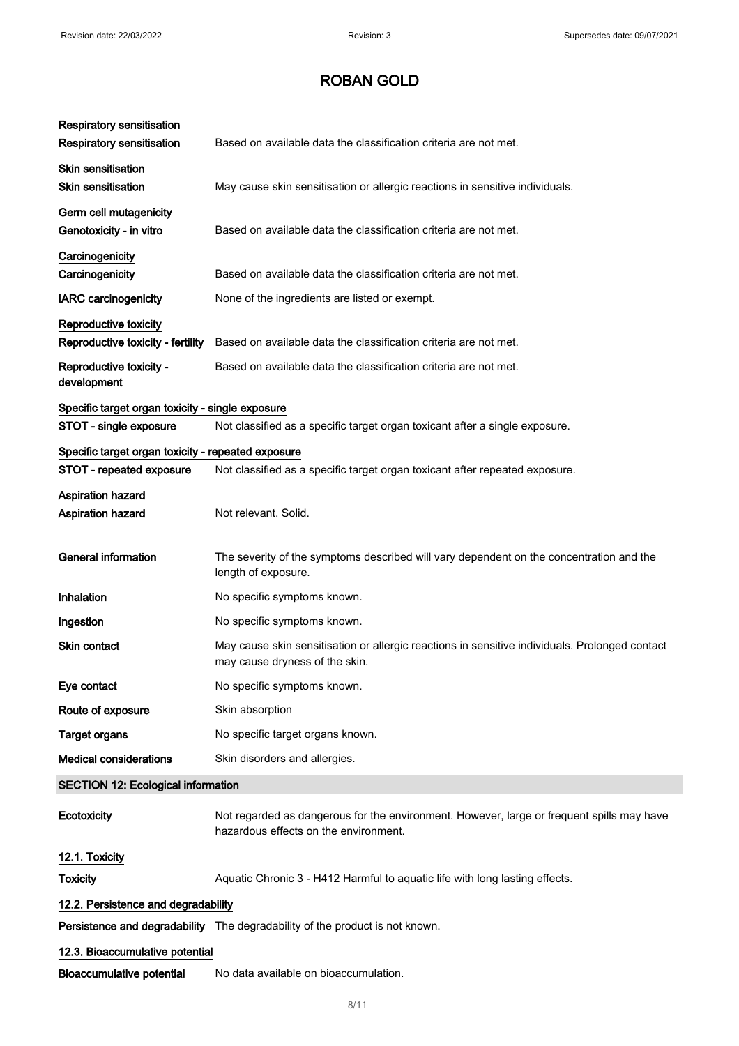# ROBAN GOLD

**Respiratory sensitisation**

**Respiratory sensitisation** Based on available data the classification criteria are not met.

**Skin sensitisation**

**Skin sensitisation** May cause skin sensitisation or allergic reactions in sensitive individuals.

**Germ cell mutagenicity**

**Genotoxicity - in vitro** Based on available data the classification criteria are not met.

**Carcinogenicity**

**Carcinogenicity** Based on available data the classification criteria are not met.

**IARC carcinogenicity** None of the ingredients are listed or exempt.

**Reproductive toxicity**

**Reproductive toxicity - fertility** Based on available data the classification criteria are not met.

**Reproductive toxicity - development** Based on available data the classification criteria are not met.

**Specific target organ toxicity - single exposure**

**STOT - single exposure** Not classified as a specific target organ toxicant after a single exposure.

**Specific target organ toxicity - repeated exposure**

**STOT - repeated exposure** Not classified as a specific target organ toxicant after repeated exposure.

**Aspiration hazard**

**Aspiration hazard** Not relevant. Solid.

**General information** The severity of the symptoms described will vary dependent on the concentration and the length of exposure.

**Inhalation** No specific symptoms known.

**Ingestion** No specific symptoms known.

**Skin contact** May cause skin sensitisation or allergic reactions in sensitive individuals. Prolonged contact may cause dryness of the skin.

**Eye contact** No specific symptoms known.

**Route of exposure** Skin absorption

**Target organs** No specific target organs known.

**Medical considerations** Skin disorders and allergies.

## SECTION 12: Ecological information

**Ecotoxicity** Not regarded as dangerous for the environment. However, large or frequent spills may have hazardous effects on the environment.

### 12.1. Toxicity

**Toxicity** Aquatic Chronic 3 - H412 Harmful to aquatic life with long lasting effects.

### 12.2. Persistence and degradability

**Persistence and degradability** The degradability of the product is not known.

### 12.3. Bioaccumulative potential

**Bioaccumulative potential** No data available on bioaccumulation.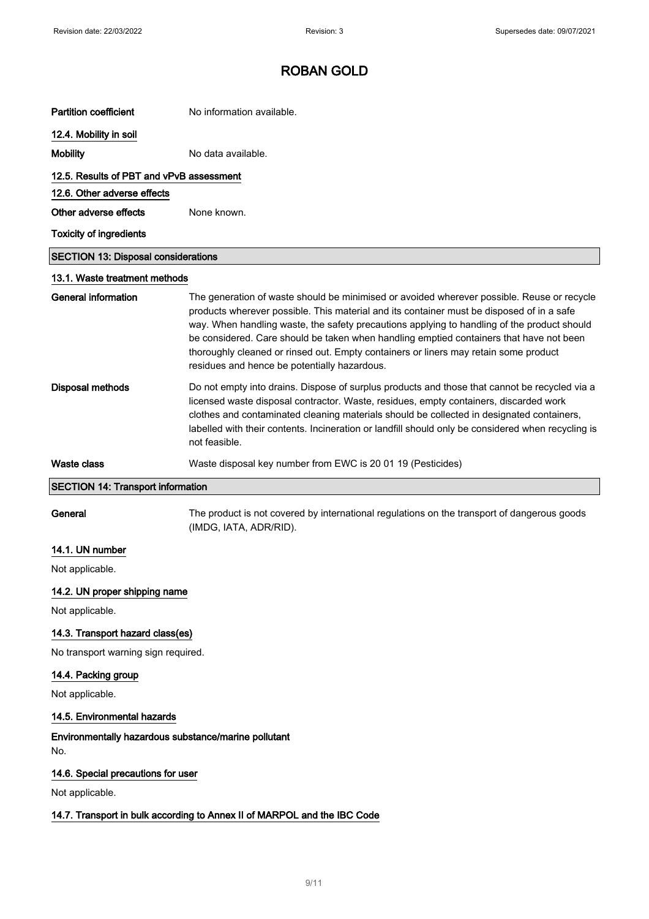# ROBAN GOLD

**Partition coefficient** No information available.

### 12.4. Mobility in soil

**Mobility** No data available.

### 12.5. Results of PBT and vPvB assessment

### 12.6. Other adverse effects

**Other adverse effects** None known.

**Toxicity of ingredients**

## SECTION 13: Disposal considerations

### 13.1. Waste treatment methods

**General information** The generation of waste should be minimised or avoided wherever possible. Reuse or recycle products wherever possible. This material and its container must be disposed of in a safe way. When handling waste, the safety precautions applying to handling of the product should be considered. Care should be taken when handling emptied containers that have not been thoroughly cleaned or rinsed out. Empty containers or liners may retain some product residues and hence be potentially hazardous.

**Disposal methods** Do not empty into drains. Dispose of surplus products and those that cannot be recycled via a licensed waste disposal contractor. Waste, residues, empty containers, discarded work clothes and contaminated cleaning materials should be collected in designated containers, labelled with their contents. Incineration or landfill should only be considered when recycling is not feasible.

**Waste class** Waste disposal key number from EWC is 20 01 19 (Pesticides)

## SECTION 14: Transport information

**General** The product is not covered by international regulations on the transport of dangerous goods (IMDG, IATA, ADR/RID).

### 14.1. UN number

Not applicable.

### 14.2. UN proper shipping name

Not applicable.

### 14.3. Transport hazard class(es)

No transport warning sign required.

### 14.4. Packing group

Not applicable.

### 14.5. Environmental hazards

**Environmentally hazardous substance/marine pollutant**

No.

### 14.6. Special precautions for user

Not applicable.

### 14.7. Transport in bulk according to Annex II of MARPOL and the IBC Code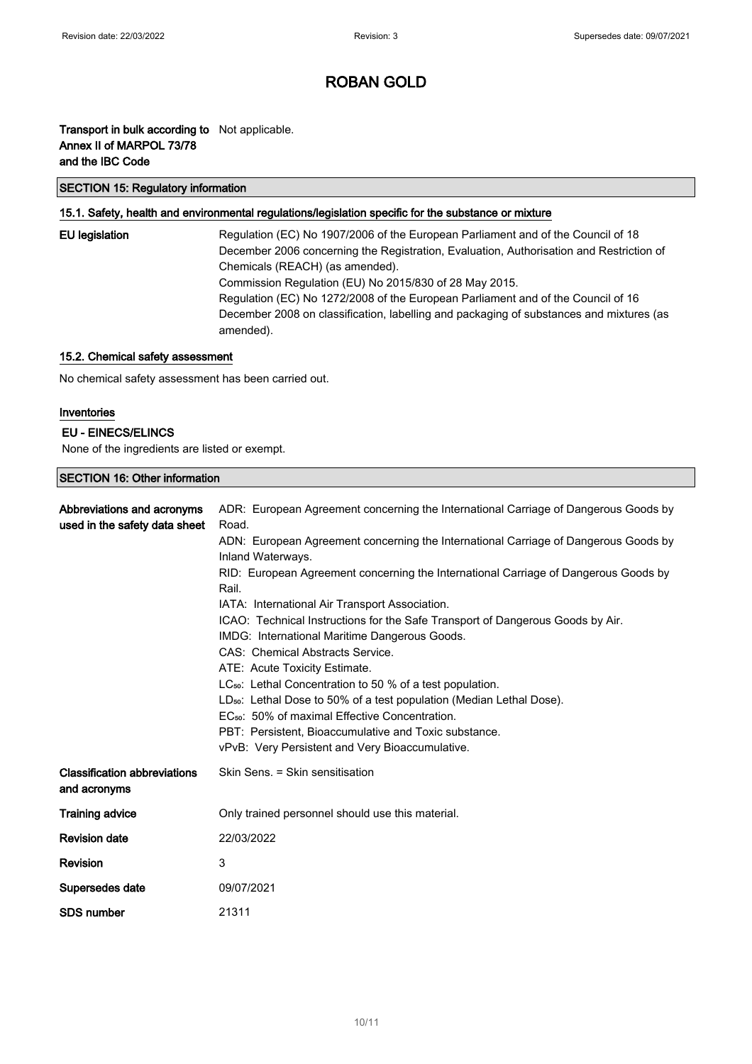**Transport in bulk according to Annex II of MARPOL 73/78 and the IBC Code** Not applicable.

## SECTION 15: Regulatory information

### 15.1. Safety, health and environmental regulations/legislation specific for the substance or mixture

**EU legislation** Regulation (EC) No 1907/2006 of the European Parliament and of the Council of 18 December 2006 concerning the Registration, Evaluation, Authorisation and Restriction of Chemicals (REACH) (as amended).
Commission Regulation (EU) No 2015/830 of 28 May 2015.
Regulation (EC) No 1272/2008 of the European Parliament and of the Council of 16 December 2008 on classification, labelling and packaging of substances and mixtures (as amended).

### 15.2. Chemical safety assessment

No chemical safety assessment has been carried out.

#### Inventories

**EU - EINECS/ELINCS**

None of the ingredients are listed or exempt.

## SECTION 16: Other information

**Abbreviations and acronyms used in the safety data sheet**

ADR: European Agreement concerning the International Carriage of Dangerous Goods by Road.
ADN: European Agreement concerning the International Carriage of Dangerous Goods by Inland Waterways.
RID: European Agreement concerning the International Carriage of Dangerous Goods by Rail.
IATA: International Air Transport Association.
ICAO: Technical Instructions for the Safe Transport of Dangerous Goods by Air.
IMDG: International Maritime Dangerous Goods.
CAS: Chemical Abstracts Service.
ATE: Acute Toxicity Estimate.
$LC_{50}$: Lethal Concentration to 50 % of a test population.
$LD_{50}$: Lethal Dose to 50% of a test population (Median Lethal Dose).
$EC_{50}$: 50% of maximal Effective Concentration.
PBT: Persistent, Bioaccumulative and Toxic substance.
vPvB: Very Persistent and Very Bioaccumulative.

**Classification abbreviations and acronyms** Skin Sens. = Skin sensitisation

**Training advice** Only trained personnel should use this material.

**Revision date** 22/03/2022

**Revision** 3

**Supersedes date** 09/07/2021

**SDS number** 21311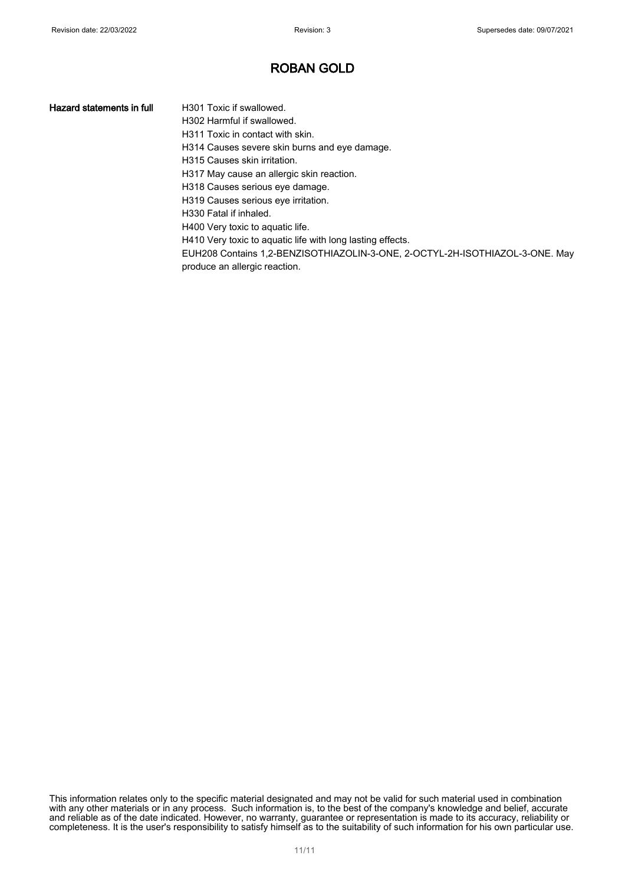# ROBAN GOLD

**Hazard statements in full**

H301 Toxic if swallowed.
H302 Harmful if swallowed.
H311 Toxic in contact with skin.
H314 Causes severe skin burns and eye damage.
H315 Causes skin irritation.
H317 May cause an allergic skin reaction.
H318 Causes serious eye damage.
H319 Causes serious eye irritation.
H330 Fatal if inhaled.
H400 Very toxic to aquatic life.
H410 Very toxic to aquatic life with long lasting effects.
EUH208 Contains 1,2-BENZISOTHIAZOLIN-3-ONE, 2-OCTYL-2H-ISOTHIAZOL-3-ONE. May produce an allergic reaction.

This information relates only to the specific material designated and may not be valid for such material used in combination with any other materials or in any process. Such information is, to the best of the company's knowledge and belief, accurate and reliable as of the date indicated. However, no warranty, guarantee or representation is made to its accuracy, reliability or completeness. It is the user's responsibility to satisfy himself as to the suitability of such information for his own particular use.